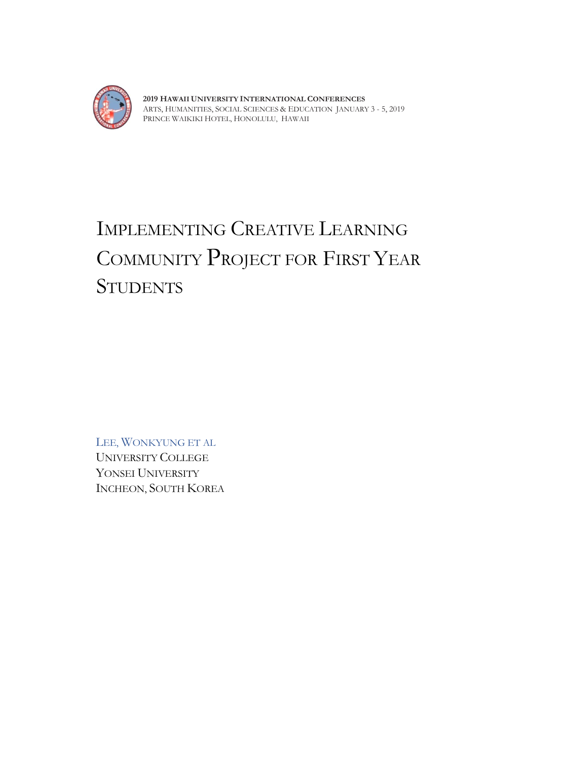2019 HAWAII UNIVERSITY INTERNATIONAL CONFERENCES
ARTS, HUMANITIES, SOCIAL SCIENCES & EDUCATION JANUARY 3 - 5, 2019
PRINCE WAIKIKI HOTEL, HONOLULU, HAWAII

# IMPLEMENTING CREATIVE LEARNING COMMUNITY PROJECT FOR FIRST YEAR STUDENTS

LEE, WONKYUNG ET AL
UNIVERSITY COLLEGE
YONSEI UNIVERSITY
INCHEON, SOUTH KOREA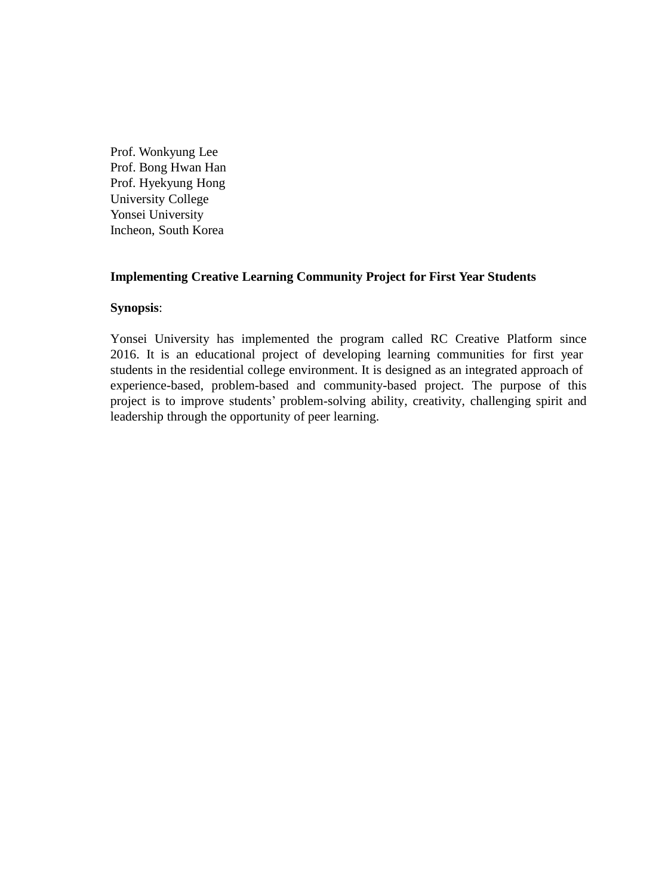Prof. Wonkyung Lee
Prof. Bong Hwan Han
Prof. Hyekyung Hong
University College
Yonsei University
Incheon, South Korea

**Implementing Creative Learning Community Project for First Year Students**

**Synopsis**:

Yonsei University has implemented the program called RC Creative Platform since 2016. It is an educational project of developing learning communities for first year students in the residential college environment. It is designed as an integrated approach of experience-based, problem-based and community-based project. The purpose of this project is to improve students' problem-solving ability, creativity, challenging spirit and leadership through the opportunity of peer learning.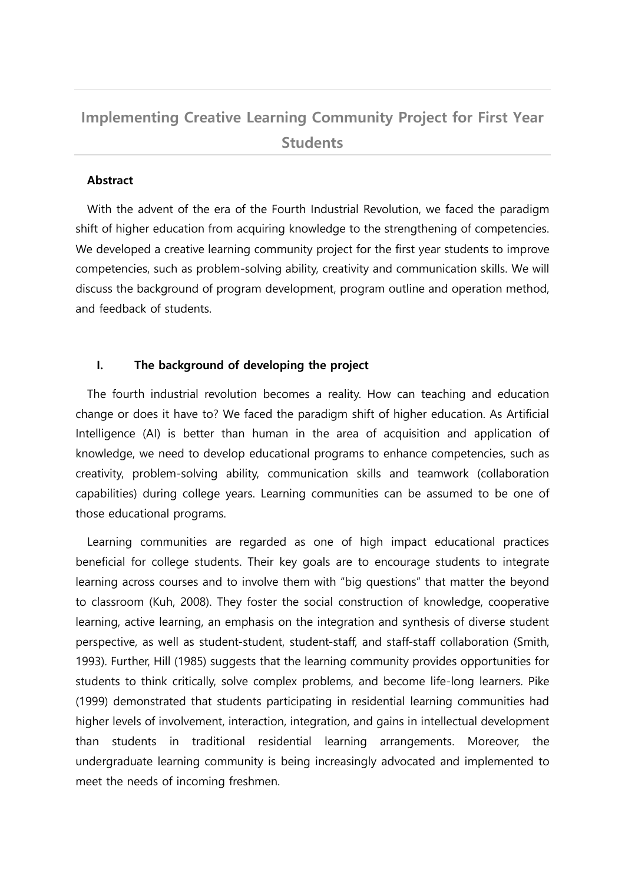# Implementing Creative Learning Community Project for First Year Students

**Abstract**

With the advent of the era of the Fourth Industrial Revolution, we faced the paradigm shift of higher education from acquiring knowledge to the strengthening of competencies. We developed a creative learning community project for the first year students to improve competencies, such as problem-solving ability, creativity and communication skills. We will discuss the background of program development, program outline and operation method, and feedback of students.

## I. The background of developing the project

The fourth industrial revolution becomes a reality. How can teaching and education change or does it have to? We faced the paradigm shift of higher education. As Artificial Intelligence (AI) is better than human in the area of acquisition and application of knowledge, we need to develop educational programs to enhance competencies, such as creativity, problem-solving ability, communication skills and teamwork (collaboration capabilities) during college years. Learning communities can be assumed to be one of those educational programs.

Learning communities are regarded as one of high impact educational practices beneficial for college students. Their key goals are to encourage students to integrate learning across courses and to involve them with "big questions" that matter the beyond to classroom (Kuh, 2008). They foster the social construction of knowledge, cooperative learning, active learning, an emphasis on the integration and synthesis of diverse student perspective, as well as student-student, student-staff, and staff-staff collaboration (Smith, 1993). Further, Hill (1985) suggests that the learning community provides opportunities for students to think critically, solve complex problems, and become life-long learners. Pike (1999) demonstrated that students participating in residential learning communities had higher levels of involvement, interaction, integration, and gains in intellectual development than students in traditional residential learning arrangements. Moreover, the undergraduate learning community is being increasingly advocated and implemented to meet the needs of incoming freshmen.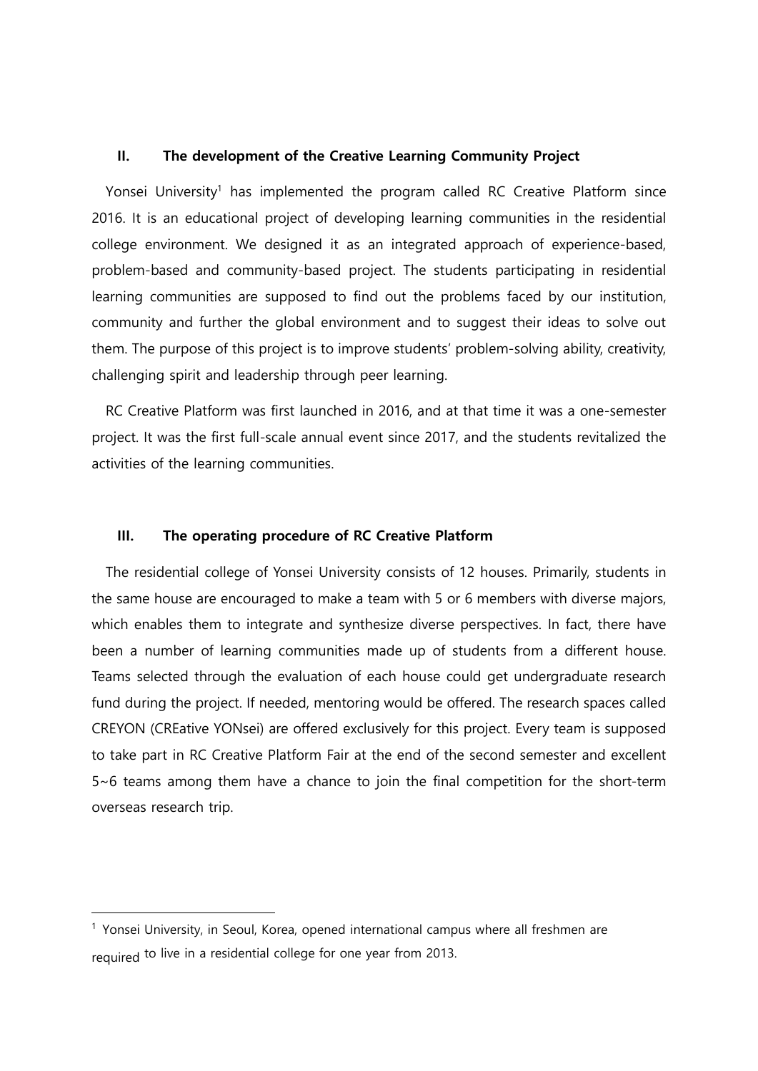## II. The development of the Creative Learning Community Project

Yonsei University[1] has implemented the program called RC Creative Platform since 2016. It is an educational project of developing learning communities in the residential college environment. We designed it as an integrated approach of experience-based, problem-based and community-based project. The students participating in residential learning communities are supposed to find out the problems faced by our institution, community and further the global environment and to suggest their ideas to solve out them. The purpose of this project is to improve students' problem-solving ability, creativity, challenging spirit and leadership through peer learning.

RC Creative Platform was first launched in 2016, and at that time it was a one-semester project. It was the first full-scale annual event since 2017, and the students revitalized the activities of the learning communities.

## III. The operating procedure of RC Creative Platform

The residential college of Yonsei University consists of 12 houses. Primarily, students in the same house are encouraged to make a team with 5 or 6 members with diverse majors, which enables them to integrate and synthesize diverse perspectives. In fact, there have been a number of learning communities made up of students from a different house. Teams selected through the evaluation of each house could get undergraduate research fund during the project. If needed, mentoring would be offered. The research spaces called CREYON (CREative YONsei) are offered exclusively for this project. Every team is supposed to take part in RC Creative Platform Fair at the end of the second semester and excellent 5~6 teams among them have a chance to join the final competition for the short-term overseas research trip.

---

[1] Yonsei University, in Seoul, Korea, opened international campus where all freshmen are required to live in a residential college for one year from 2013.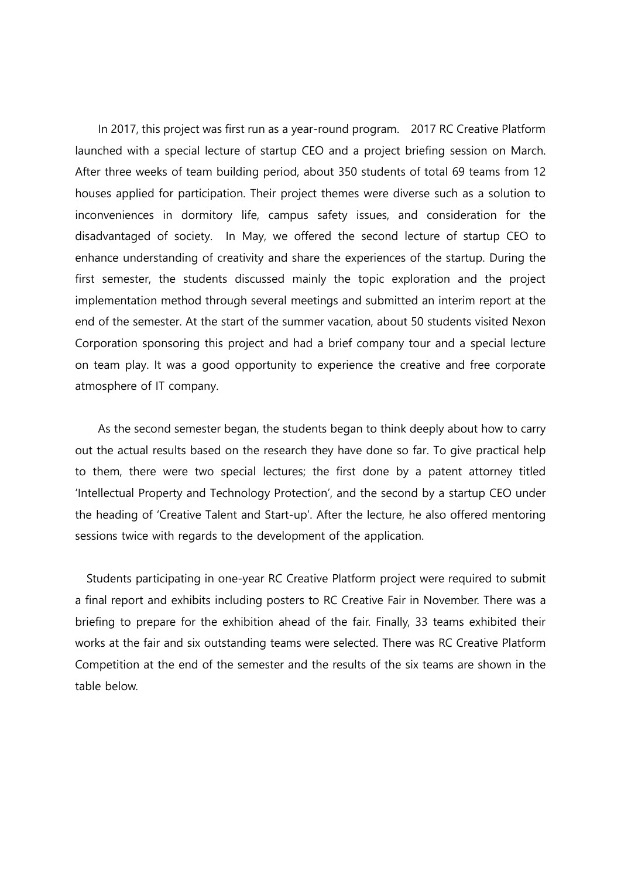In 2017, this project was first run as a year-round program. 2017 RC Creative Platform launched with a special lecture of startup CEO and a project briefing session on March. After three weeks of team building period, about 350 students of total 69 teams from 12 houses applied for participation. Their project themes were diverse such as a solution to inconveniences in dormitory life, campus safety issues, and consideration for the disadvantaged of society. In May, we offered the second lecture of startup CEO to enhance understanding of creativity and share the experiences of the startup. During the first semester, the students discussed mainly the topic exploration and the project implementation method through several meetings and submitted an interim report at the end of the semester. At the start of the summer vacation, about 50 students visited Nexon Corporation sponsoring this project and had a brief company tour and a special lecture on team play. It was a good opportunity to experience the creative and free corporate atmosphere of IT company.

As the second semester began, the students began to think deeply about how to carry out the actual results based on the research they have done so far. To give practical help to them, there were two special lectures; the first done by a patent attorney titled 'Intellectual Property and Technology Protection', and the second by a startup CEO under the heading of 'Creative Talent and Start-up'. After the lecture, he also offered mentoring sessions twice with regards to the development of the application.

Students participating in one-year RC Creative Platform project were required to submit a final report and exhibits including posters to RC Creative Fair in November. There was a briefing to prepare for the exhibition ahead of the fair. Finally, 33 teams exhibited their works at the fair and six outstanding teams were selected. There was RC Creative Platform Competition at the end of the semester and the results of the six teams are shown in the table below.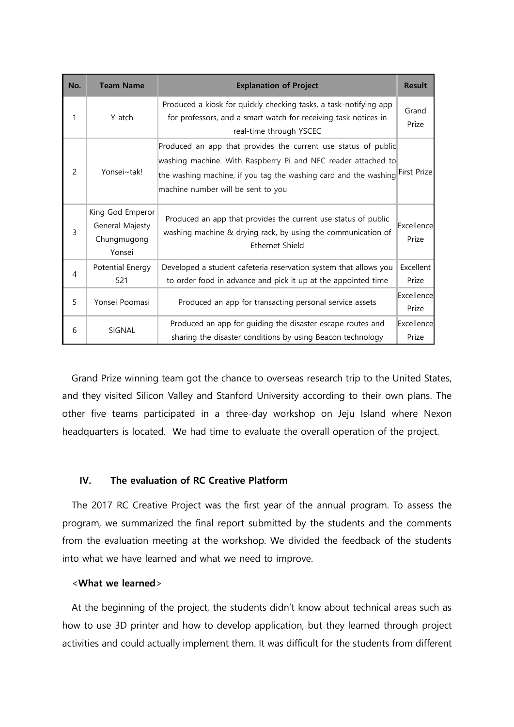| No. | Team Name | Explanation of Project | Result |
|---|---|---|---|
| 1 | Y-atch | Produced a kiosk for quickly checking tasks, a task-notifying app for professors, and a smart watch for receiving task notices in real-time through YSCEC | Grand Prize |
| 2 | Yonsei~tak! | Produced an app that provides the current use status of public washing machine. With Raspberry Pi and NFC reader attached to the washing machine, if you tag the washing card and the washing machine number will be sent to you | First Prize |
| 3 | King God Emperor General Majesty Chungmugong Yonsei | Produced an app that provides the current use status of public washing machine & drying rack, by using the communication of Ethernet Shield | Excellence Prize |
| 4 | Potential Energy 521 | Developed a student cafeteria reservation system that allows you to order food in advance and pick it up at the appointed time | Excellent Prize |
| 5 | Yonsei Poomasi | Produced an app for transacting personal service assets | Excellence Prize |
| 6 | SIGNAL | Produced an app for guiding the disaster escape routes and sharing the disaster conditions by using Beacon technology | Excellence Prize |

Grand Prize winning team got the chance to overseas research trip to the United States, and they visited Silicon Valley and Stanford University according to their own plans. The other five teams participated in a three-day workshop on Jeju Island where Nexon headquarters is located. We had time to evaluate the overall operation of the project.

## IV. The evaluation of RC Creative Platform

The 2017 RC Creative Project was the first year of the annual program. To assess the program, we summarized the final report submitted by the students and the comments from the evaluation meeting at the workshop. We divided the feedback of the students into what we have learned and what we need to improve.

<**What we learned**>

At the beginning of the project, the students didn't know about technical areas such as how to use 3D printer and how to develop application, but they learned through project activities and could actually implement them. It was difficult for the students from different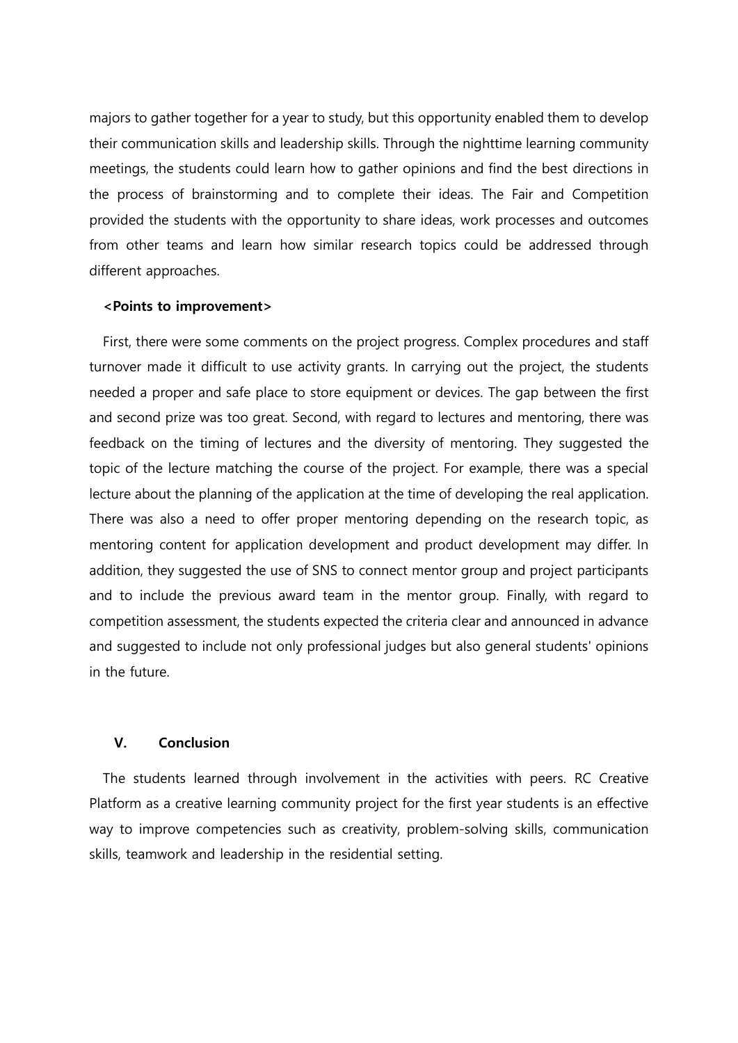majors to gather together for a year to study, but this opportunity enabled them to develop their communication skills and leadership skills. Through the nighttime learning community meetings, the students could learn how to gather opinions and find the best directions in the process of brainstorming and to complete their ideas. The Fair and Competition provided the students with the opportunity to share ideas, work processes and outcomes from other teams and learn how similar research topics could be addressed through different approaches.

**<Points to improvement>**

First, there were some comments on the project progress. Complex procedures and staff turnover made it difficult to use activity grants. In carrying out the project, the students needed a proper and safe place to store equipment or devices. The gap between the first and second prize was too great. Second, with regard to lectures and mentoring, there was feedback on the timing of lectures and the diversity of mentoring. They suggested the topic of the lecture matching the course of the project. For example, there was a special lecture about the planning of the application at the time of developing the real application. There was also a need to offer proper mentoring depending on the research topic, as mentoring content for application development and product development may differ. In addition, they suggested the use of SNS to connect mentor group and project participants and to include the previous award team in the mentor group. Finally, with regard to competition assessment, the students expected the criteria clear and announced in advance and suggested to include not only professional judges but also general students' opinions in the future.

## V. Conclusion

The students learned through involvement in the activities with peers. RC Creative Platform as a creative learning community project for the first year students is an effective way to improve competencies such as creativity, problem-solving skills, communication skills, teamwork and leadership in the residential setting.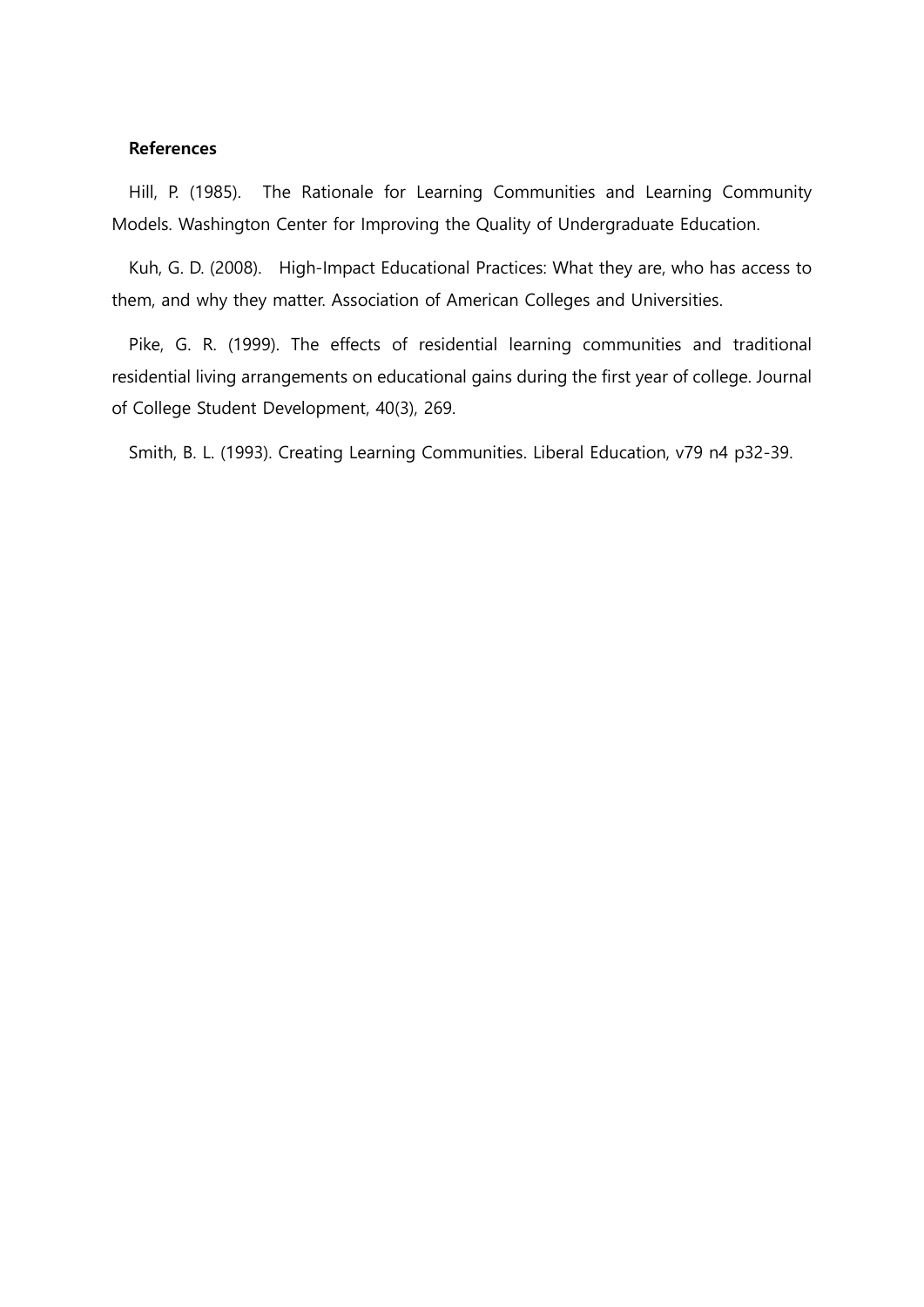## References

Hill, P. (1985). The Rationale for Learning Communities and Learning Community Models. Washington Center for Improving the Quality of Undergraduate Education.

Kuh, G. D. (2008). High-Impact Educational Practices: What they are, who has access to them, and why they matter. Association of American Colleges and Universities.

Pike, G. R. (1999). The effects of residential learning communities and traditional residential living arrangements on educational gains during the first year of college. Journal of College Student Development, 40(3), 269.

Smith, B. L. (1993). Creating Learning Communities. Liberal Education, v79 n4 p32-39.